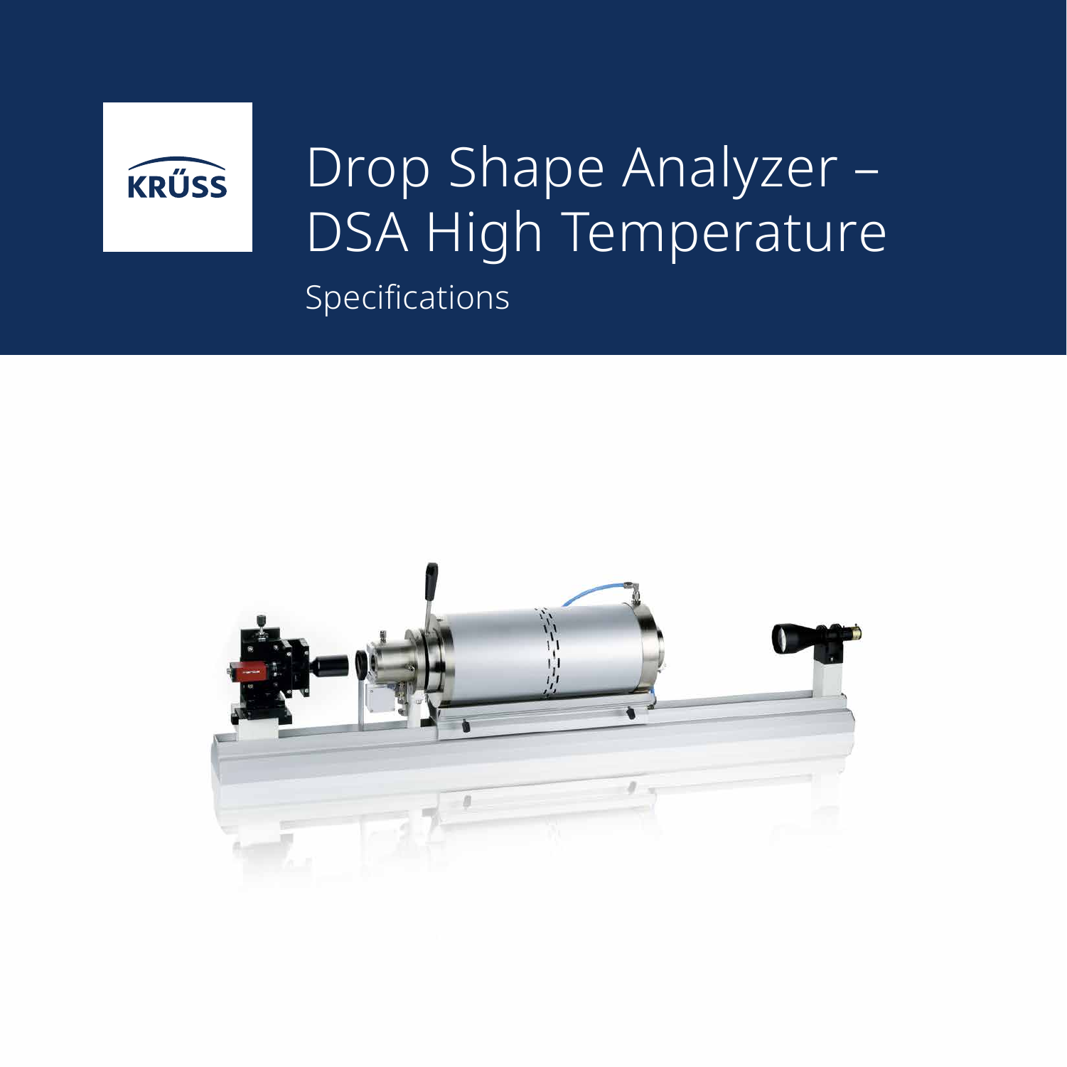KRÜSS

# Drop Shape Analyzer – DSA High Temperature

## Specifications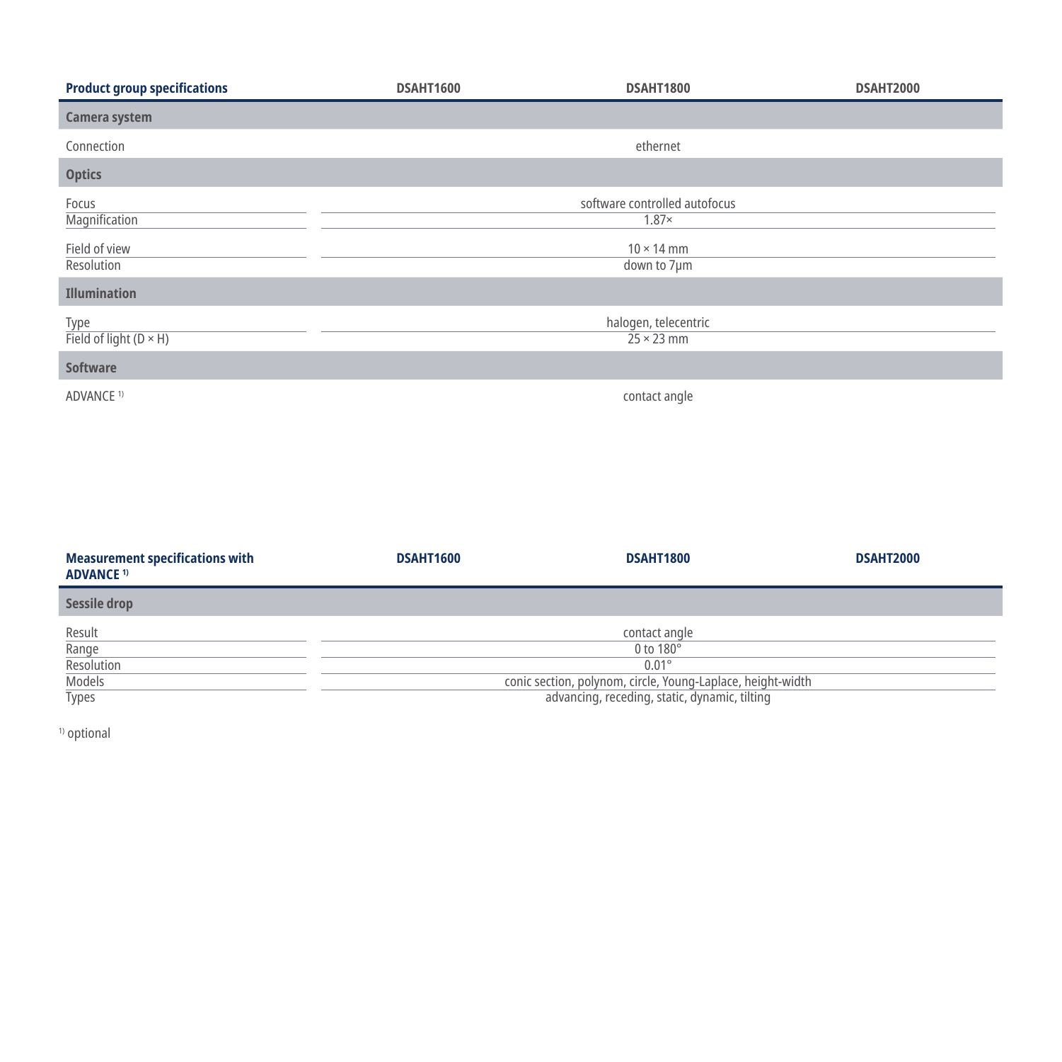| Product group specifications | DSAHT1600 | DSAHT1800 | DSAHT2000 |
|---|---|---|---|
| **Camera system** | | | |
| Connection | | ethernet | |
| **Optics** | | | |
| Focus | | software controlled autofocus | |
| Magnification | | 1.87× | |
| Field of view | | 10 × 14 mm | |
| Resolution | | down to 7µm | |
| **Illumination** | | | |
| Type | | halogen, telecentric | |
| Field of light (D × H) | | 25 × 23 mm | |
| **Software** | | | |
| ADVANCE [1)] | | contact angle | |

| Measurement specifications with ADVANCE [1)] | DSAHT1600 | DSAHT1800 | DSAHT2000 |
|---|---|---|---|
| **Sessile drop** | | | |
| Result | | contact angle | |
| Range | | 0 to 180° | |
| Resolution | | 0.01° | |
| Models | | conic section, polynom, circle, Young-Laplace, height-width | |
| Types | | advancing, receding, static, dynamic, tilting | |

[1)] optional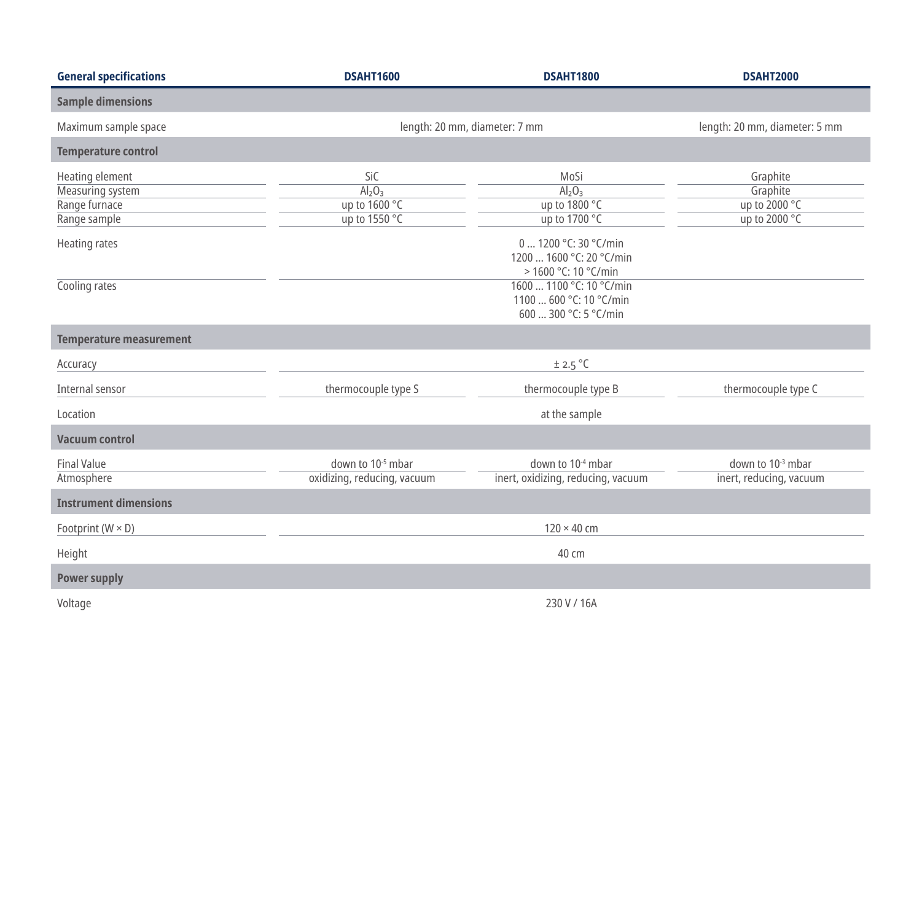| General specifications | DSAHT1600 | DSAHT1800 | DSAHT2000 |
|---|---|---|---|
| **Sample dimensions** | | | |
| Maximum sample space | length: 20 mm, diameter: 7 mm | length: 20 mm, diameter: 7 mm | length: 20 mm, diameter: 5 mm |
| **Temperature control** | | | |
| Heating element | SiC | MoSi | Graphite |
| Measuring system | $Al_2O_3$ | $Al_2O_3$ | Graphite |
| Range furnace | up to 1600 °C | up to 1800 °C | up to 2000 °C |
| Range sample | up to 1550 °C | up to 1700 °C | up to 2000 °C |
| Heating rates | 0 … 1200 °C: 30 °C/min<br>1200 … 1600 °C: 20 °C/min<br>> 1600 °C: 10 °C/min | | |
| Cooling rates | 1600 … 1100 °C: 10 °C/min<br>1100 … 600 °C: 10 °C/min<br>600 … 300 °C: 5 °C/min | | |
| **Temperature measurement** | | | |
| Accuracy | ± 2.5 °C | | |
| Internal sensor | thermocouple type S | thermocouple type B | thermocouple type C |
| Location | at the sample | | |
| **Vacuum control** | | | |
| Final Value | down to $10^{-5}$ mbar | down to $10^{-4}$ mbar | down to $10^{-3}$ mbar |
| Atmosphere | oxidizing, reducing, vacuum | inert, oxidizing, reducing, vacuum | inert, reducing, vacuum |
| **Instrument dimensions** | | | |
| Footprint (W × D) | 120 × 40 cm | | |
| Height | 40 cm | | |
| **Power supply** | | | |
| Voltage | 230 V / 16A | | |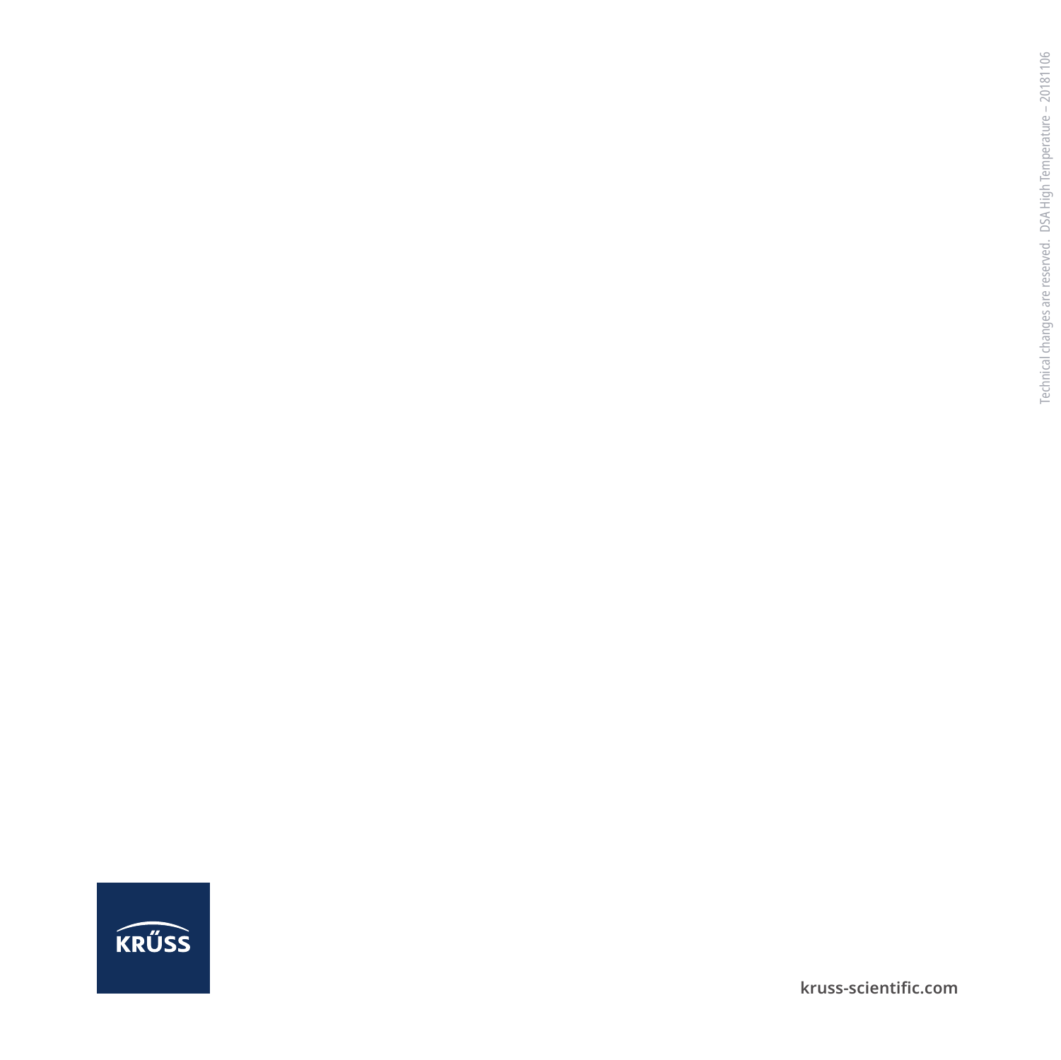Technical changes are reserved. DSA High Temperature – 20181106

KRÜSS

kruss-scientific.com